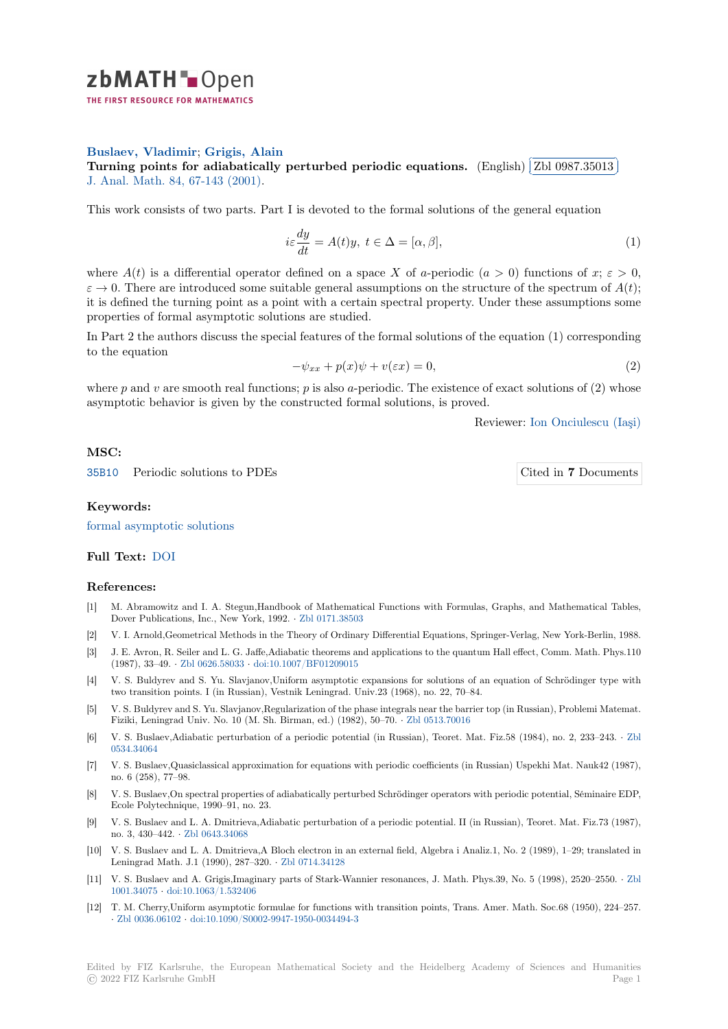zbMATH Open

THE FIRST RESOURCE FOR MATHEMATICS

**Buslaev, Vladimir; Grigis, Alain**

**Turning points for adiabatically perturbed periodic equations.** (English) Zbl 0987.35013
J. Anal. Math. 84, 67-143 (2001).

This work consists of two parts. Part I is devoted to the formal solutions of the general equation

$$i\varepsilon \frac{dy}{dt} = A(t)y,\ t \in \Delta = [\alpha, \beta], \tag{1}$$

where $A(t)$ is a differential operator defined on a space $X$ of $a$-periodic ($a > 0$) functions of $x$; $\varepsilon > 0$, $\varepsilon \to 0$. There are introduced some suitable general assumptions on the structure of the spectrum of $A(t)$; it is defined the turning point as a point with a certain spectral property. Under these assumptions some properties of formal asymptotic solutions are studied.

In Part 2 the authors discuss the special features of the formal solutions of the equation (1) corresponding to the equation

$$-\psi_{xx} + p(x)\psi + v(\varepsilon x) = 0, \tag{2}$$

where $p$ and $v$ are smooth real functions; $p$ is also $a$-periodic. The existence of exact solutions of (2) whose asymptotic behavior is given by the constructed formal solutions, is proved.

Reviewer: Ion Onciulescu (Iaşi)

### MSC:

35B10 Periodic solutions to PDEs

Cited in **7** Documents

### Keywords:

formal asymptotic solutions

### Full Text: DOI

### References:

[1] M. Abramowitz and I. A. Stegun,Handbook of Mathematical Functions with Formulas, Graphs, and Mathematical Tables, Dover Publications, Inc., New York, 1992. · Zbl 0171.38503

[2] V. I. Arnold,Geometrical Methods in the Theory of Ordinary Differential Equations, Springer-Verlag, New York-Berlin, 1988.

[3] J. E. Avron, R. Seiler and L. G. Jaffe,Adiabatic theorems and applications to the quantum Hall effect, Comm. Math. Phys.110 (1987), 33–49. · Zbl 0626.58033 · doi:10.1007/BF01209015

[4] V. S. Buldyrev and S. Yu. Slavjanov,Uniform asymptotic expansions for solutions of an equation of Schrödinger type with two transition points. I (in Russian), Vestnik Leningrad. Univ.23 (1968), no. 22, 70–84.

[5] V. S. Buldyrev and S. Yu. Slavjanov,Regularization of the phase integrals near the barrier top (in Russian), Problemi Matemat. Fiziki, Leningrad Univ. No. 10 (M. Sh. Birman, ed.) (1982), 50–70. · Zbl 0513.70016

[6] V. S. Buslaev,Adiabatic perturbation of a periodic potential (in Russian), Teoret. Mat. Fiz.58 (1984), no. 2, 233–243. · Zbl 0534.34064

[7] V. S. Buslaev,Quasiclassical approximation for equations with periodic coefficients (in Russian) Uspekhi Mat. Nauk42 (1987), no. 6 (258), 77–98.

[8] V. S. Buslaev,On spectral properties of adiabatically perturbed Schrödinger operators with periodic potential, Séminaire EDP, Ecole Polytechnique, 1990–91, no. 23.

[9] V. S. Buslaev and L. A. Dmitrieva,Adiabatic perturbation of a periodic potential. II (in Russian), Teoret. Mat. Fiz.73 (1987), no. 3, 430–442. · Zbl 0643.34068

[10] V. S. Buslaev and L. A. Dmitrieva,A Bloch electron in an external field, Algebra i Analiz.1, No. 2 (1989), 1–29; translated in Leningrad Math. J.1 (1990), 287–320. · Zbl 0714.34128

[11] V. S. Buslaev and A. Grigis,Imaginary parts of Stark-Wannier resonances, J. Math. Phys.39, No. 5 (1998), 2520–2550. · Zbl 1001.34075 · doi:10.1063/1.532406

[12] T. M. Cherry,Uniform asymptotic formulae for functions with transition points, Trans. Amer. Math. Soc.68 (1950), 224–257. · Zbl 0036.06102 · doi:10.1090/S0002-9947-1950-0034494-3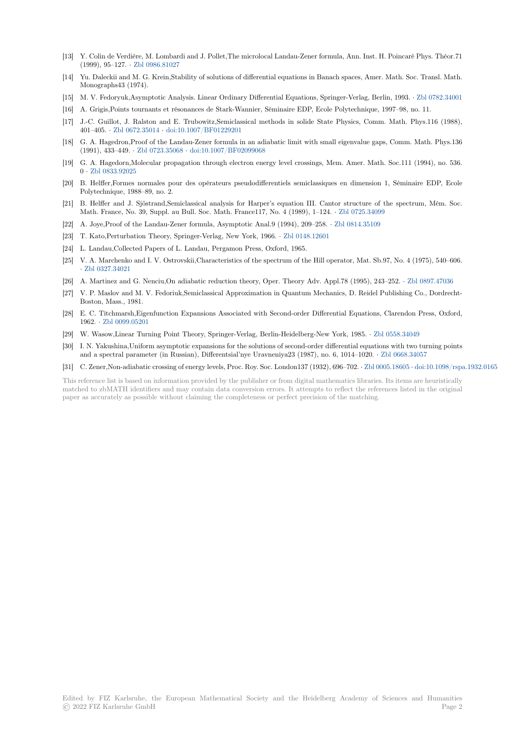[13] Y. Colin de Verdière, M. Lombardi and J. Pollet,The microlocal Landau-Zener formula, Ann. Inst. H. Poincaré Phys. Théor.71 (1999), 95–127. · Zbl 0986.81027

[14] Yu. Daleckii and M. G. Krein,Stability of solutions of differential equations in Banach spaces, Amer. Math. Soc. Transl. Math. Monographs43 (1974).

[15] M. V. Fedoryuk,Asymptotic Analysis. Linear Ordinary Differential Equations, Springer-Verlag, Berlin, 1993. · Zbl 0782.34001

[16] A. Grigis,Points tournants et résonances de Stark-Wannier, Séminaire EDP, Ecole Polytechnique, 1997–98, no. 11.

[17] J.-C. Guillot, J. Ralston and E. Trubowitz,Semiclassical methods in solide State Physics, Comm. Math. Phys.116 (1988), 401–405. · Zbl 0672.35014 · doi:10.1007/BF01229201

[18] G. A. Hagedron,Proof of the Landau-Zener formula in an adiabatic limit with small eigenvalue gaps, Comm. Math. Phys.136 (1991), 433–449. · Zbl 0723.35068 · doi:10.1007/BF02099068

[19] G. A. Hagedorn,Molecular propagation through electron energy level crossings, Mem. Amer. Math. Soc.111 (1994), no. 536. 0 · Zbl 0833.92025

[20] B. Helffer,Formes normales pour des opérateurs pseudodifferentiels semiclassiques en dimension 1, Séminaire EDP, Ecole Polytechnique, 1988–89, no. 2.

[21] B. Helffer and J. Sjöstrand,Semiclassical analysis for Harper's equation III. Cantor structure of the spectrum, Mém. Soc. Math. France, No. 39, Suppl. au Bull. Soc. Math. France117, No. 4 (1989), 1–124. · Zbl 0725.34099

[22] A. Joye,Proof of the Landau-Zener formula, Asymptotic Anal.9 (1994), 209–258. · Zbl 0814.35109

[23] T. Kato,Perturbation Theory, Springer-Verlag, New York, 1966. · Zbl 0148.12601

[24] L. Landau,Collected Papers of L. Landau, Pergamon Press, Oxford, 1965.

[25] V. A. Marchenko and I. V. Ostrovskii,Characteristics of the spectrum of the Hill operator, Mat. Sb.97, No. 4 (1975), 540–606. · Zbl 0327.34021

[26] A. Martinez and G. Nenciu,On adiabatic reduction theory, Oper. Theory Adv. Appl.78 (1995), 243–252. · Zbl 0897.47036

[27] V. P. Maslov and M. V. Fedoriuk,Semiclassical Approximation in Quantum Mechanics, D. Reidel Publishing Co., Dordrecht-Boston, Mass., 1981.

[28] E. C. Titchmarsh,Eigenfunction Expansions Associated with Second-order Differential Equations, Clarendon Press, Oxford, 1962. · Zbl 0099.05201

[29] W. Wasow,Linear Turning Point Theory, Springer-Verlag, Berlin-Heidelberg-New York, 1985. · Zbl 0558.34049

[30] I. N. Yakushina,Uniform asymptotic expansions for the solutions of second-order differential equations with two turning points and a spectral parameter (in Russian), Differentsial'nye Uravneniya23 (1987), no. 6, 1014–1020. · Zbl 0668.34057

[31] C. Zener,Non-adiabatic crossing of energy levels, Proc. Roy. Soc. London137 (1932), 696–702. · Zbl 0005.18605 · doi:10.1098/rspa.1932.0165

This reference list is based on information provided by the publisher or from digital mathematics libraries. Its items are heuristically matched to zbMATH identifiers and may contain data conversion errors. It attempts to reflect the references listed in the original paper as accurately as possible without claiming the completeness or perfect precision of the matching.